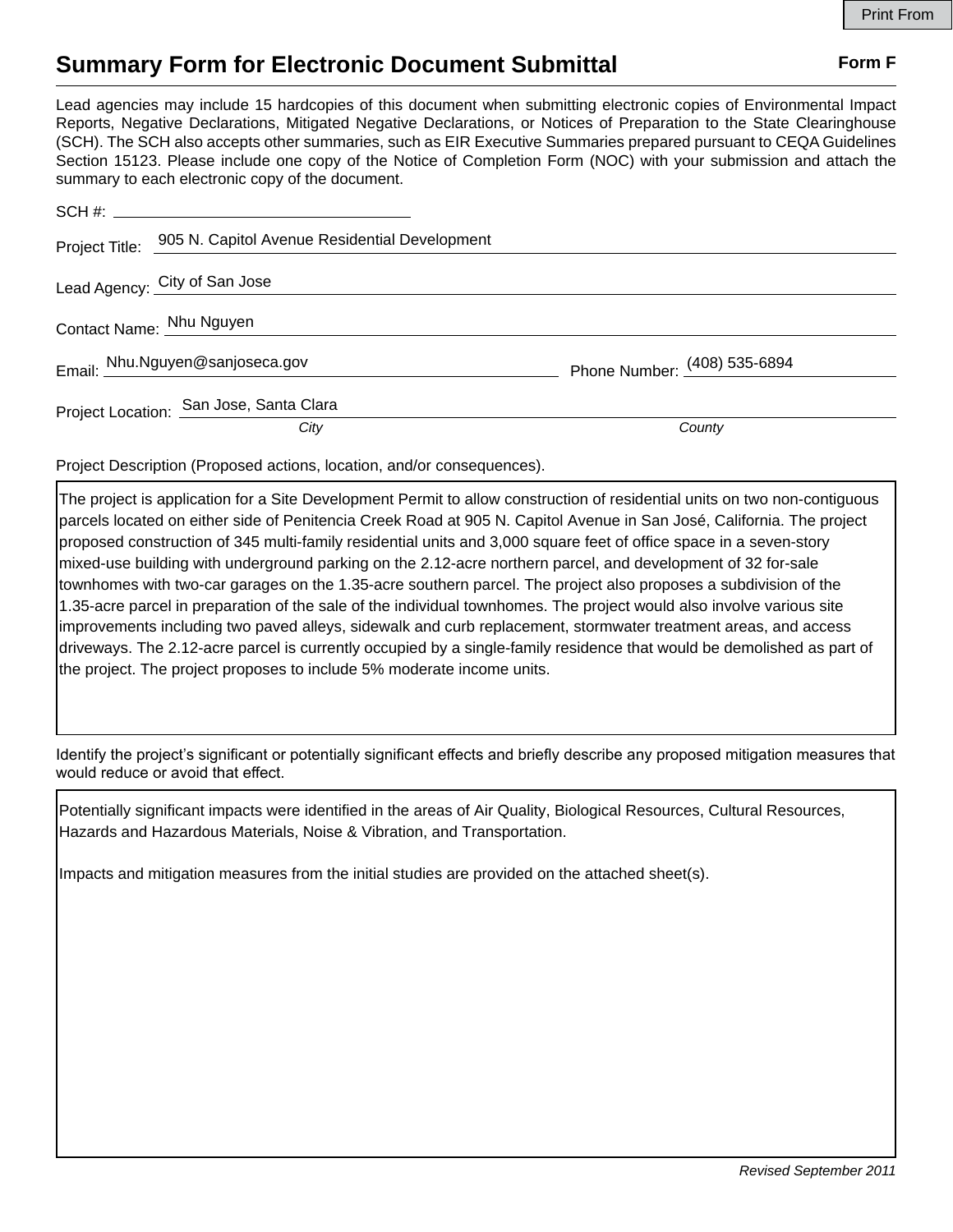# Summary Form for Electronic Document Submittal

**Form F**

Lead agencies may include 15 hardcopies of this document when submitting electronic copies of Environmental Impact Reports, Negative Declarations, Mitigated Negative Declarations, or Notices of Preparation to the State Clearinghouse (SCH). The SCH also accepts other summaries, such as EIR Executive Summaries prepared pursuant to CEQA Guidelines Section 15123. Please include one copy of the Notice of Completion Form (NOC) with your submission and attach the summary to each electronic copy of the document.

SCH #: 

Project Title: 905 N. Capitol Avenue Residential Development

Lead Agency: City of San Jose

Contact Name: Nhu Nguyen

Email: Nhu.Nguyen@sanjoseca.gov

Phone Number: (408) 535-6894

Project Location: San Jose, Santa Clara

*City* *County*

Project Description (Proposed actions, location, and/or consequences).

The project is application for a Site Development Permit to allow construction of residential units on two non-contiguous parcels located on either side of Penitencia Creek Road at 905 N. Capitol Avenue in San José, California. The project proposed construction of 345 multi-family residential units and 3,000 square feet of office space in a seven-story mixed-use building with underground parking on the 2.12-acre northern parcel, and development of 32 for-sale townhomes with two-car garages on the 1.35-acre southern parcel. The project also proposes a subdivision of the 1.35-acre parcel in preparation of the sale of the individual townhomes. The project would also involve various site improvements including two paved alleys, sidewalk and curb replacement, stormwater treatment areas, and access driveways. The 2.12-acre parcel is currently occupied by a single-family residence that would be demolished as part of the project. The project proposes to include 5% moderate income units.

Identify the project's significant or potentially significant effects and briefly describe any proposed mitigation measures that would reduce or avoid that effect.

Potentially significant impacts were identified in the areas of Air Quality, Biological Resources, Cultural Resources, Hazards and Hazardous Materials, Noise & Vibration, and Transportation.

Impacts and mitigation measures from the initial studies are provided on the attached sheet(s).

*Revised September 2011*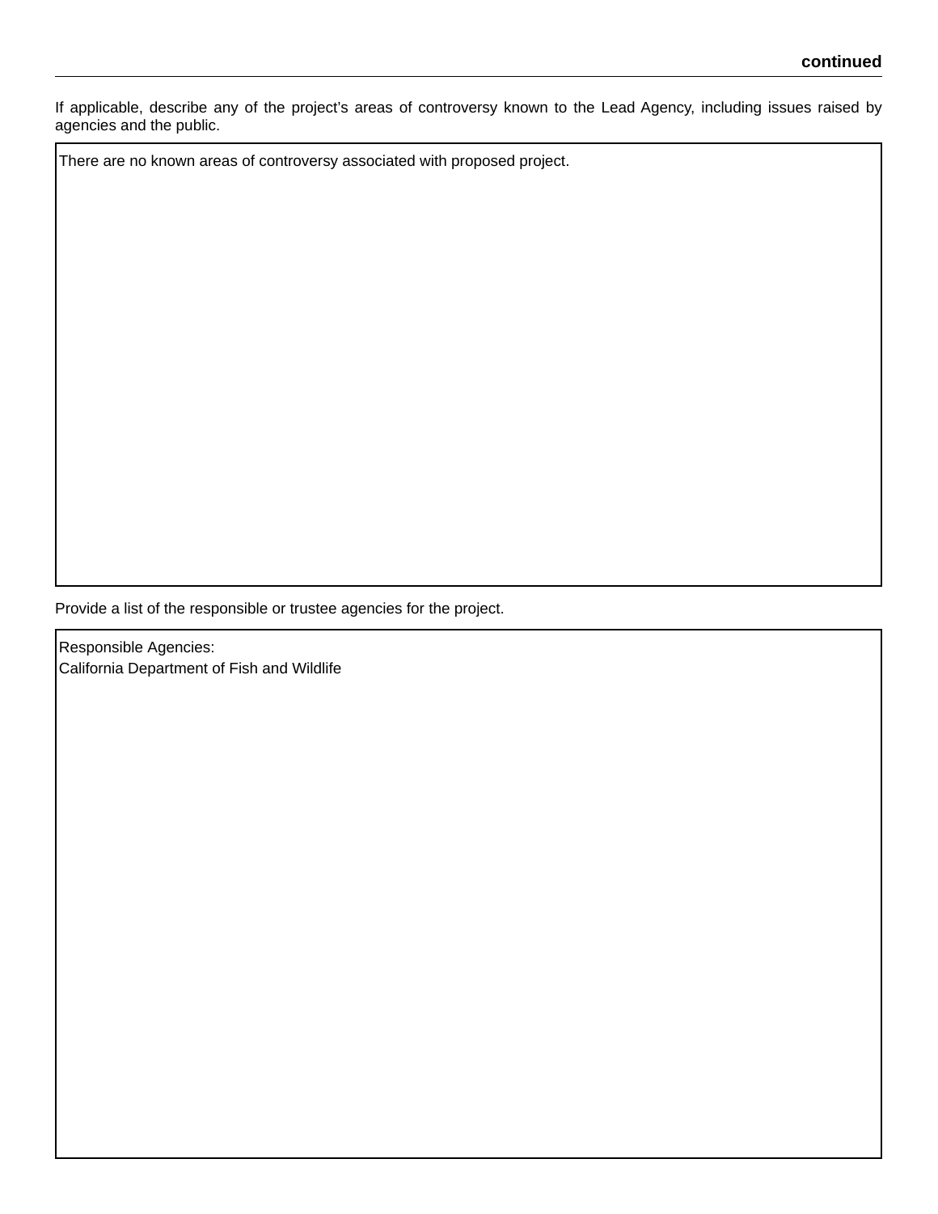**continued**

If applicable, describe any of the project's areas of controversy known to the Lead Agency, including issues raised by agencies and the public.

There are no known areas of controversy associated with proposed project.

Provide a list of the responsible or trustee agencies for the project.

Responsible Agencies:
California Department of Fish and Wildlife